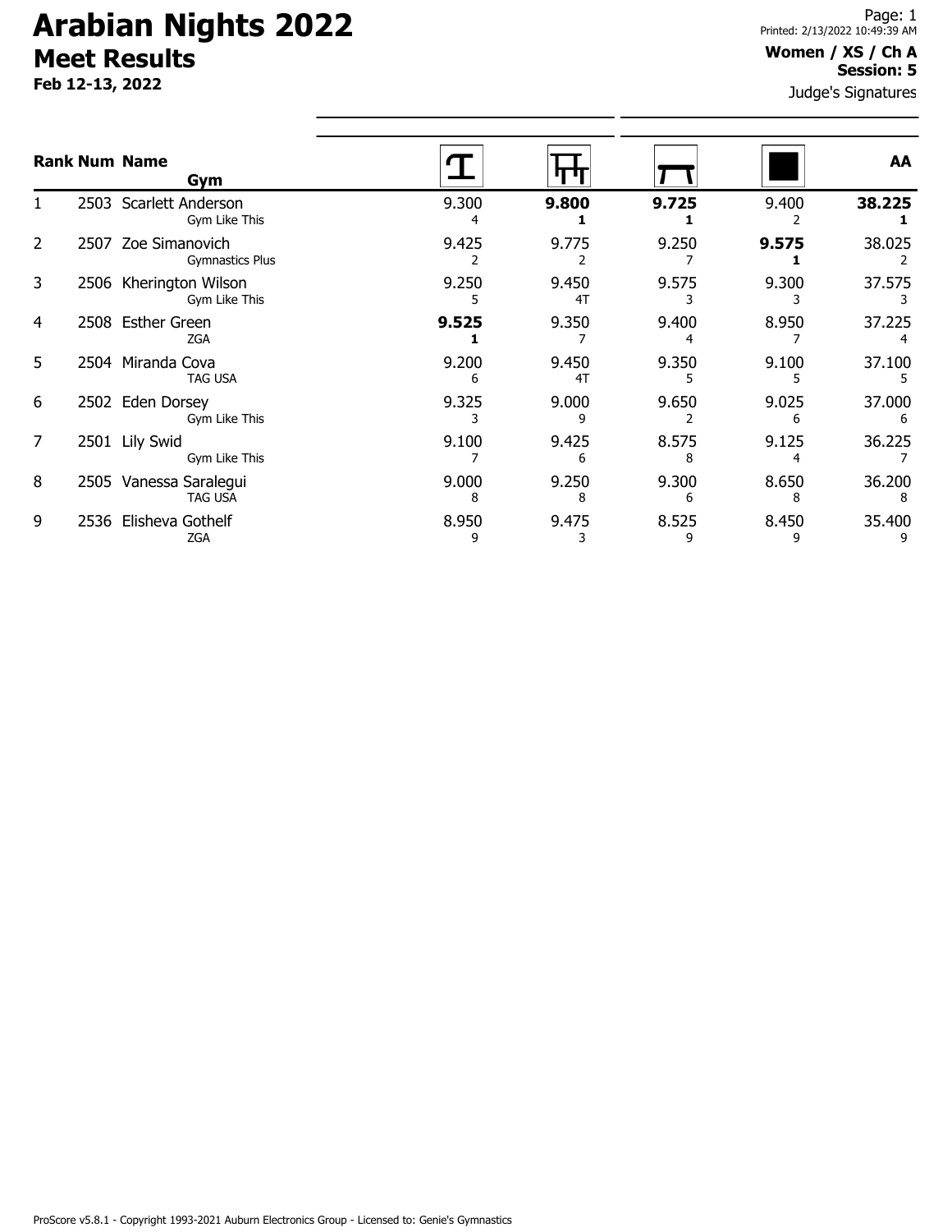# Arabian Nights 2022

## Meet Results

**Feb 12-13, 2022**

Printed: 2/13/2022 10:49:39 AM

**Women / XS / Ch A**
**Session: 5**

Judge's Signatures

| Rank | Num | Name / Gym | Vault | Bars | Beam | Floor | AA |
|---|---|---|---|---|---|---|---|
| 1 | 2503 | Scarlett Anderson<br>Gym Like This | 9.300<br>4 | **9.800**<br>**1** | **9.725**<br>**1** | 9.400<br>2 | **38.225**<br>**1** |
| 2 | 2507 | Zoe Simanovich<br>Gymnastics Plus | 9.425<br>2 | 9.775<br>2 | 9.250<br>7 | **9.575**<br>**1** | 38.025<br>2 |
| 3 | 2506 | Kherington Wilson<br>Gym Like This | 9.250<br>5 | 9.450<br>4T | 9.575<br>3 | 9.300<br>3 | 37.575<br>3 |
| 4 | 2508 | Esther Green<br>ZGA | **9.525**<br>**1** | 9.350<br>7 | 9.400<br>4 | 8.950<br>7 | 37.225<br>4 |
| 5 | 2504 | Miranda Cova<br>TAG USA | 9.200<br>6 | 9.450<br>4T | 9.350<br>5 | 9.100<br>5 | 37.100<br>5 |
| 6 | 2502 | Eden Dorsey<br>Gym Like This | 9.325<br>3 | 9.000<br>9 | 9.650<br>2 | 9.025<br>6 | 37.000<br>6 |
| 7 | 2501 | Lily Swid<br>Gym Like This | 9.100<br>7 | 9.425<br>6 | 8.575<br>8 | 9.125<br>4 | 36.225<br>7 |
| 8 | 2505 | Vanessa Saralegui<br>TAG USA | 9.000<br>8 | 9.250<br>8 | 9.300<br>6 | 8.650<br>8 | 36.200<br>8 |
| 9 | 2536 | Elisheva Gothelf<br>ZGA | 8.950<br>9 | 9.475<br>3 | 8.525<br>9 | 8.450<br>9 | 35.400<br>9 |

ProScore v5.8.1 - Copyright 1993-2021 Auburn Electronics Group - Licensed to: Genie's Gymnastics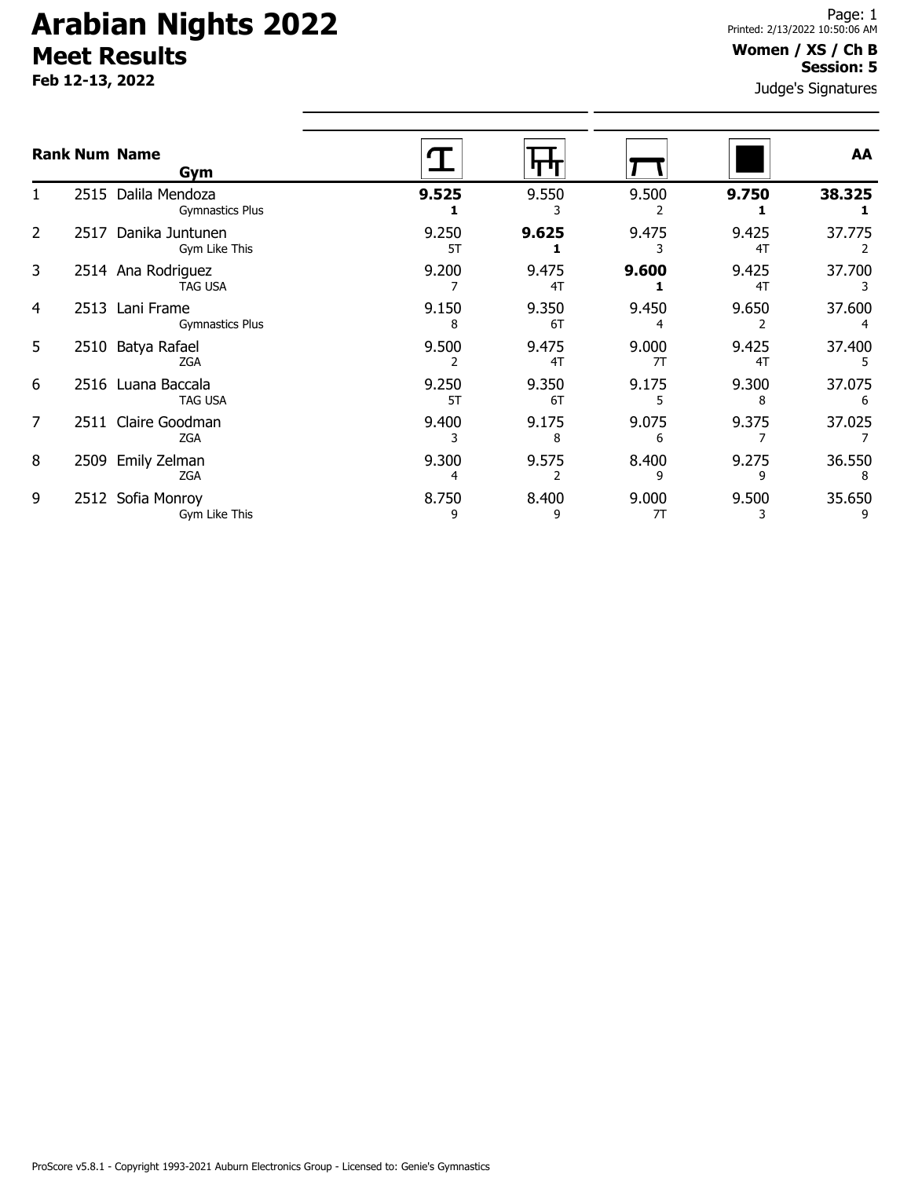# Arabian Nights 2022

## Meet Results

**Feb 12-13, 2022**

**Women / XS / Ch B**
**Session: 5**

Judge's Signatures

| Rank | Num | Name / Gym | Vault | Bars | Beam | Floor | AA |
|---|---|---|---|---|---|---|---|
| 1 | 2515 | Dalila Mendoza<br>Gymnastics Plus | **9.525**<br>**1** | 9.550<br>3 | 9.500<br>2 | **9.750**<br>**1** | **38.325**<br>**1** |
| 2 | 2517 | Danika Juntunen<br>Gym Like This | 9.250<br>5T | **9.625**<br>**1** | 9.475<br>3 | 9.425<br>4T | 37.775<br>2 |
| 3 | 2514 | Ana Rodriguez<br>TAG USA | 9.200<br>7 | 9.475<br>4T | **9.600**<br>**1** | 9.425<br>4T | 37.700<br>3 |
| 4 | 2513 | Lani Frame<br>Gymnastics Plus | 9.150<br>8 | 9.350<br>6T | 9.450<br>4 | 9.650<br>2 | 37.600<br>4 |
| 5 | 2510 | Batya Rafael<br>ZGA | 9.500<br>2 | 9.475<br>4T | 9.000<br>7T | 9.425<br>4T | 37.400<br>5 |
| 6 | 2516 | Luana Baccala<br>TAG USA | 9.250<br>5T | 9.350<br>6T | 9.175<br>5 | 9.300<br>8 | 37.075<br>6 |
| 7 | 2511 | Claire Goodman<br>ZGA | 9.400<br>3 | 9.175<br>8 | 9.075<br>6 | 9.375<br>7 | 37.025<br>7 |
| 8 | 2509 | Emily Zelman<br>ZGA | 9.300<br>4 | 9.575<br>2 | 8.400<br>9 | 9.275<br>9 | 36.550<br>8 |
| 9 | 2512 | Sofia Monroy<br>Gym Like This | 8.750<br>9 | 8.400<br>9 | 9.000<br>7T | 9.500<br>3 | 35.650<br>9 |

ProScore v5.8.1 - Copyright 1993-2021 Auburn Electronics Group - Licensed to: Genie's Gymnastics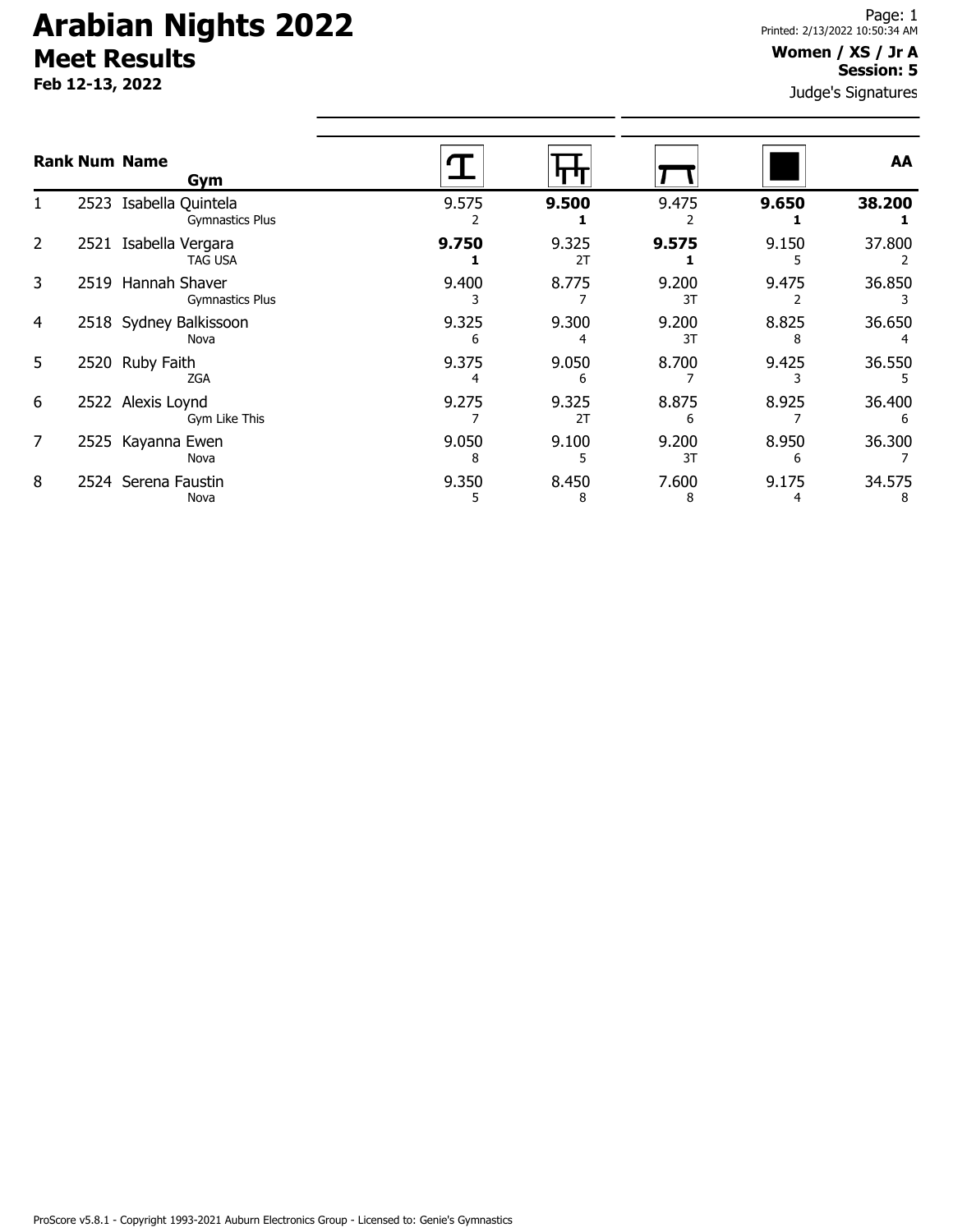# Arabian Nights 2022

## Meet Results

**Feb 12-13, 2022**

Printed: 2/13/2022 10:50:34 AM

**Women / XS / Jr A**
**Session: 5**

Judge's Signatures

| Rank | Num | Name / Gym | Vault | Bars | Beam | Floor | AA |
|---|---|---|---|---|---|---|---|
| 1 | 2523 | Isabella Quintela<br>Gymnastics Plus | 9.575<br>2 | **9.500**<br>**1** | 9.475<br>2 | **9.650**<br>**1** | **38.200**<br>**1** |
| 2 | 2521 | Isabella Vergara<br>TAG USA | **9.750**<br>**1** | 9.325<br>2T | **9.575**<br>**1** | 9.150<br>5 | 37.800<br>2 |
| 3 | 2519 | Hannah Shaver<br>Gymnastics Plus | 9.400<br>3 | 8.775<br>7 | 9.200<br>3T | 9.475<br>2 | 36.850<br>3 |
| 4 | 2518 | Sydney Balkissoon<br>Nova | 9.325<br>6 | 9.300<br>4 | 9.200<br>3T | 8.825<br>8 | 36.650<br>4 |
| 5 | 2520 | Ruby Faith<br>ZGA | 9.375<br>4 | 9.050<br>6 | 8.700<br>7 | 9.425<br>3 | 36.550<br>5 |
| 6 | 2522 | Alexis Loynd<br>Gym Like This | 9.275<br>7 | 9.325<br>2T | 8.875<br>6 | 8.925<br>7 | 36.400<br>6 |
| 7 | 2525 | Kayanna Ewen<br>Nova | 9.050<br>8 | 9.100<br>5 | 9.200<br>3T | 8.950<br>6 | 36.300<br>7 |
| 8 | 2524 | Serena Faustin<br>Nova | 9.350<br>5 | 8.450<br>8 | 7.600<br>8 | 9.175<br>4 | 34.575<br>8 |

ProScore v5.8.1 - Copyright 1993-2021 Auburn Electronics Group - Licensed to: Genie's Gymnastics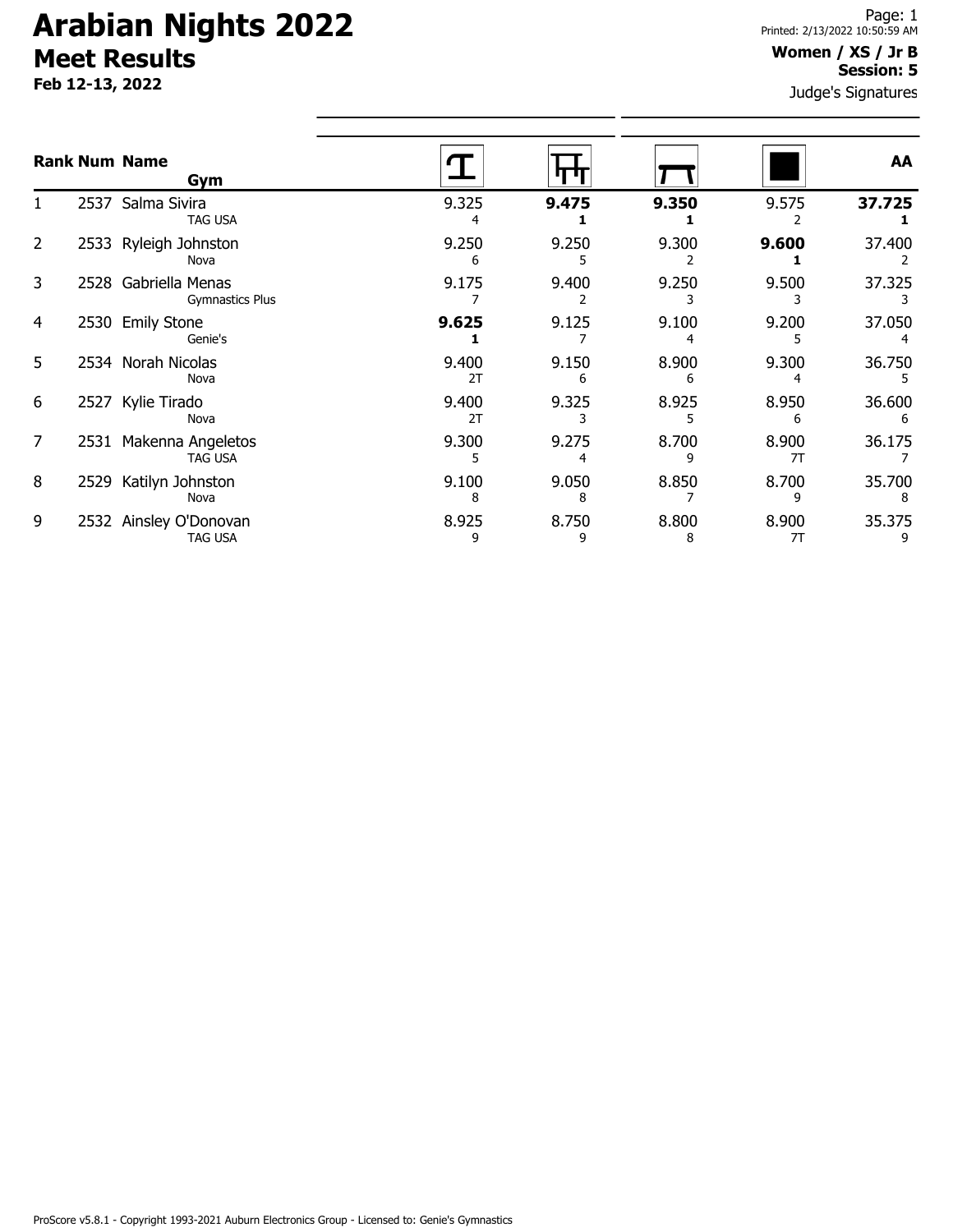# Arabian Nights 2022

## Meet Results

**Feb 12-13, 2022**

Printed: 2/13/2022 10:50:59 AM

**Women / XS / Jr B**
**Session: 5**

Judge's Signatures

| Rank | Num | Name / Gym | Vault | Bars | Beam | Floor | AA |
|---|---|---|---|---|---|---|---|
| 1 | 2537 | Salma Sivira<br>TAG USA | 9.325<br>4 | **9.475**<br>**1** | **9.350**<br>**1** | 9.575<br>2 | **37.725**<br>**1** |
| 2 | 2533 | Ryleigh Johnston<br>Nova | 9.250<br>6 | 9.250<br>5 | 9.300<br>2 | **9.600**<br>**1** | 37.400<br>2 |
| 3 | 2528 | Gabriella Menas<br>Gymnastics Plus | 9.175<br>7 | 9.400<br>2 | 9.250<br>3 | 9.500<br>3 | 37.325<br>3 |
| 4 | 2530 | Emily Stone<br>Genie's | **9.625**<br>**1** | 9.125<br>7 | 9.100<br>4 | 9.200<br>5 | 37.050<br>4 |
| 5 | 2534 | Norah Nicolas<br>Nova | 9.400<br>2T | 9.150<br>6 | 8.900<br>6 | 9.300<br>4 | 36.750<br>5 |
| 6 | 2527 | Kylie Tirado<br>Nova | 9.400<br>2T | 9.325<br>3 | 8.925<br>5 | 8.950<br>6 | 36.600<br>6 |
| 7 | 2531 | Makenna Angeletos<br>TAG USA | 9.300<br>5 | 9.275<br>4 | 8.700<br>9 | 8.900<br>7T | 36.175<br>7 |
| 8 | 2529 | Katilyn Johnston<br>Nova | 9.100<br>8 | 9.050<br>8 | 8.850<br>7 | 8.700<br>9 | 35.700<br>8 |
| 9 | 2532 | Ainsley O'Donovan<br>TAG USA | 8.925<br>9 | 8.750<br>9 | 8.800<br>8 | 8.900<br>7T | 35.375<br>9 |

ProScore v5.8.1 - Copyright 1993-2021 Auburn Electronics Group - Licensed to: Genie's Gymnastics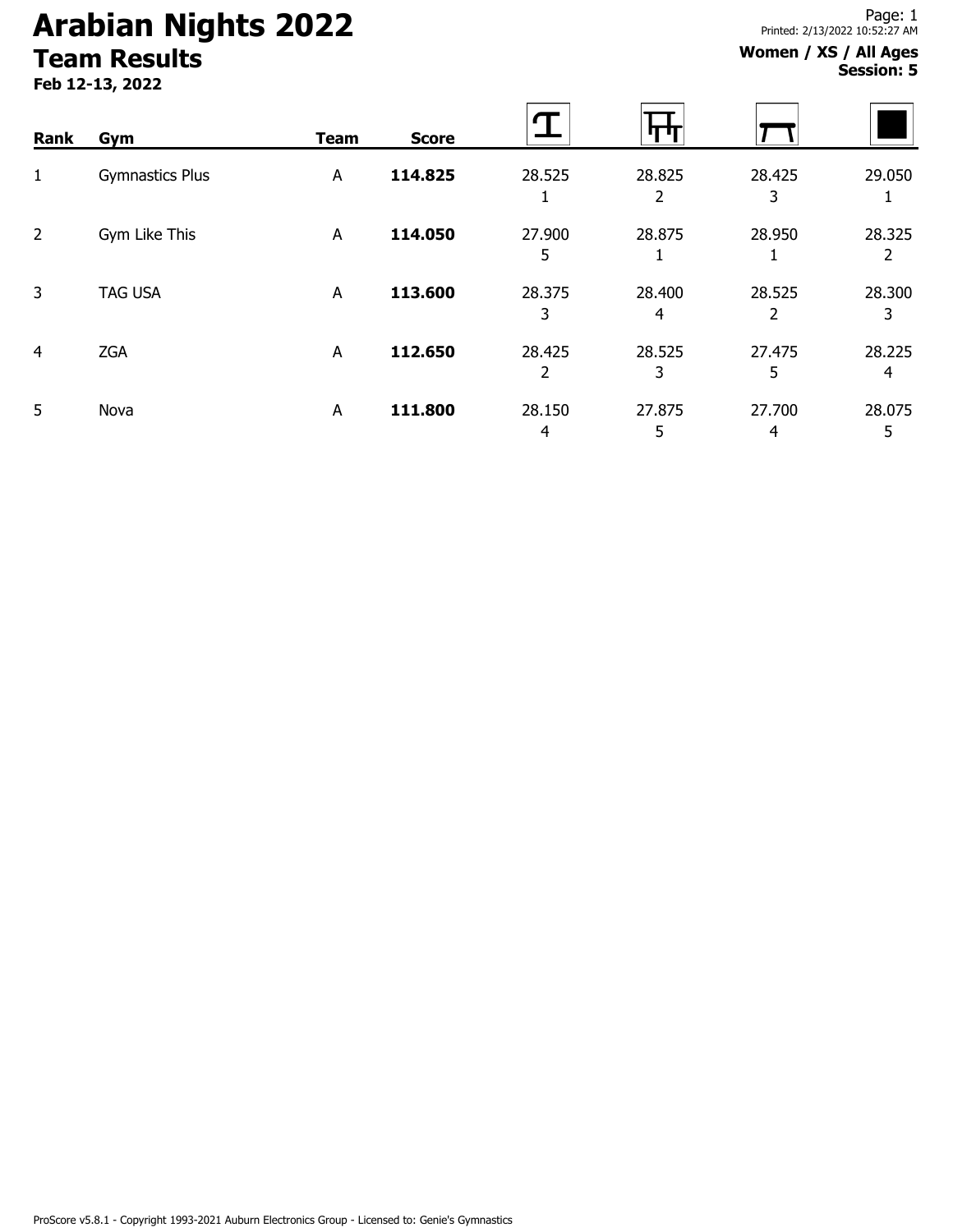# Arabian Nights 2022

## Team Results

**Feb 12-13, 2022**

**Women / XS / All Ages**
**Session: 5**

Printed: 2/13/2022 10:52:27 AM

| Rank | Gym | Team | Score | Vault | Bars | Beam | Floor |
|---|---|---|---|---|---|---|---|
| 1 | Gymnastics Plus | A | **114.825** | 28.525<br>1 | 28.825<br>2 | 28.425<br>3 | 29.050<br>1 |
| 2 | Gym Like This | A | **114.050** | 27.900<br>5 | 28.875<br>1 | 28.950<br>1 | 28.325<br>2 |
| 3 | TAG USA | A | **113.600** | 28.375<br>3 | 28.400<br>4 | 28.525<br>2 | 28.300<br>3 |
| 4 | ZGA | A | **112.650** | 28.425<br>2 | 28.525<br>3 | 27.475<br>5 | 28.225<br>4 |
| 5 | Nova | A | **111.800** | 28.150<br>4 | 27.875<br>5 | 27.700<br>4 | 28.075<br>5 |

ProScore v5.8.1 - Copyright 1993-2021 Auburn Electronics Group - Licensed to: Genie's Gymnastics